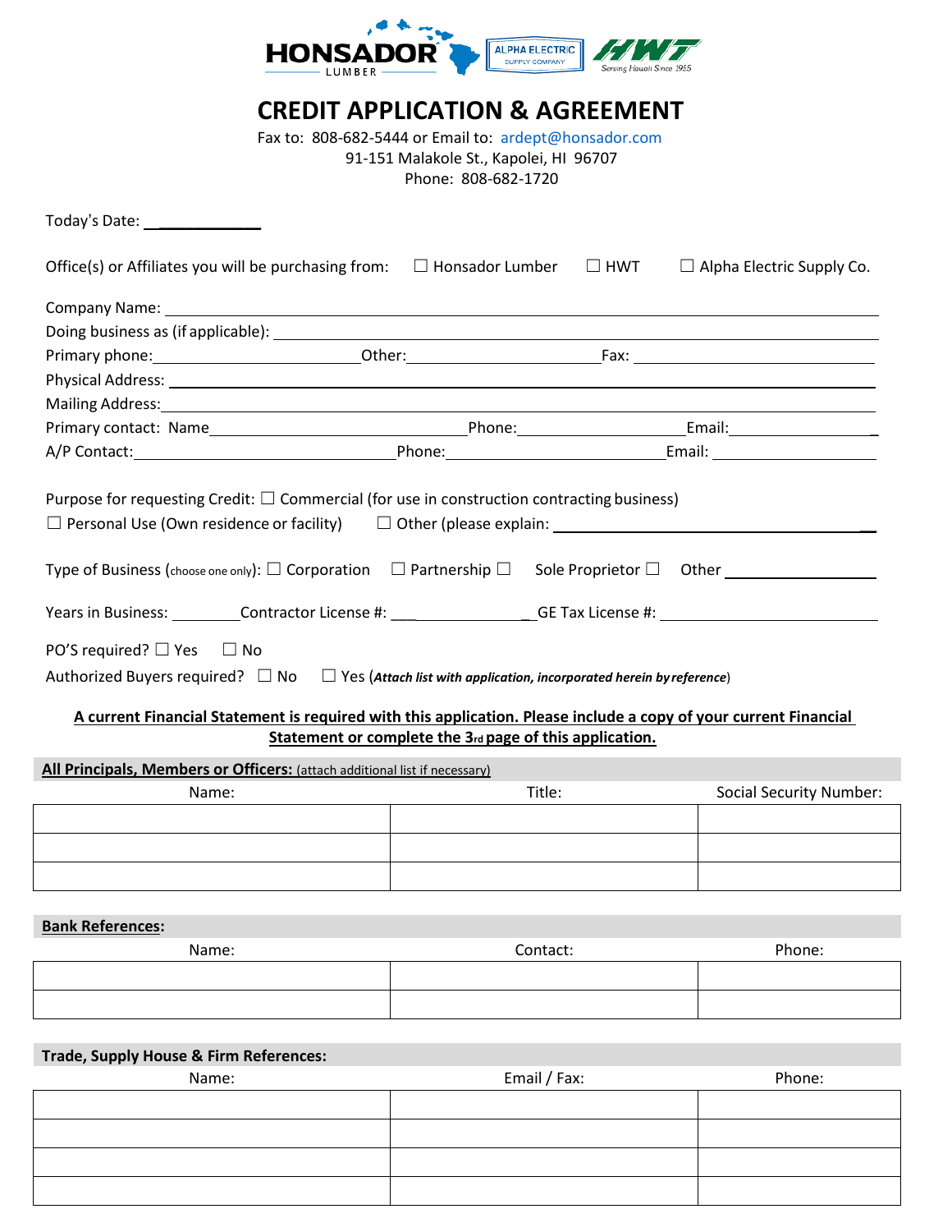HONSADOR LUMBER | ALPHA ELECTRIC SUPPLY COMPANY | HWT Serving Hawaii Since 1955

# CREDIT APPLICATION & AGREEMENT

Fax to: 808-682-5444 or Email to: ardept@honsador.com
91-151 Malakole St., Kapolei, HI 96707
Phone: 808-682-1720

Today's Date: ____________

Office(s) or Affiliates you will be purchasing from: ☐ Honsador Lumber ☐ HWT ☐ Alpha Electric Supply Co.

Company Name: ____________________________________________

Doing business as (if applicable): ____________________________________________

Primary phone: ____________ Other: ____________ Fax: ____________

Physical Address: ____________________________________________

Mailing Address: ____________________________________________

Primary contact: Name ____________ Phone: ____________ Email: ____________

A/P Contact: ____________ Phone: ____________ Email: ____________

Purpose for requesting Credit: ☐ Commercial (for use in construction contracting business)
☐ Personal Use (Own residence or facility) ☐ Other (please explain: ____________

Type of Business (choose one only): ☐ Corporation ☐ Partnership ☐ Sole Proprietor ☐ Other ____________

Years in Business: ________ Contractor License #: ____________ GE Tax License #: ____________

PO'S required? ☐ Yes ☐ No

Authorized Buyers required? ☐ No ☐ Yes (***Attach list with application, incorporated herein by reference***)

**A current Financial Statement is required with this application. Please include a copy of your current Financial Statement or complete the 3rd page of this application.**

**All Principals, Members or Officers:** (attach additional list if necessary)

| Name: | Title: | Social Security Number: |
|---|---|---|
| | | |
| | | |
| | | |

**Bank References:**

| Name: | Contact: | Phone: |
|---|---|---|
| | | |
| | | |

**Trade, Supply House & Firm References:**

| Name: | Email / Fax: | Phone: |
|---|---|---|
| | | |
| | | |
| | | |
| | | |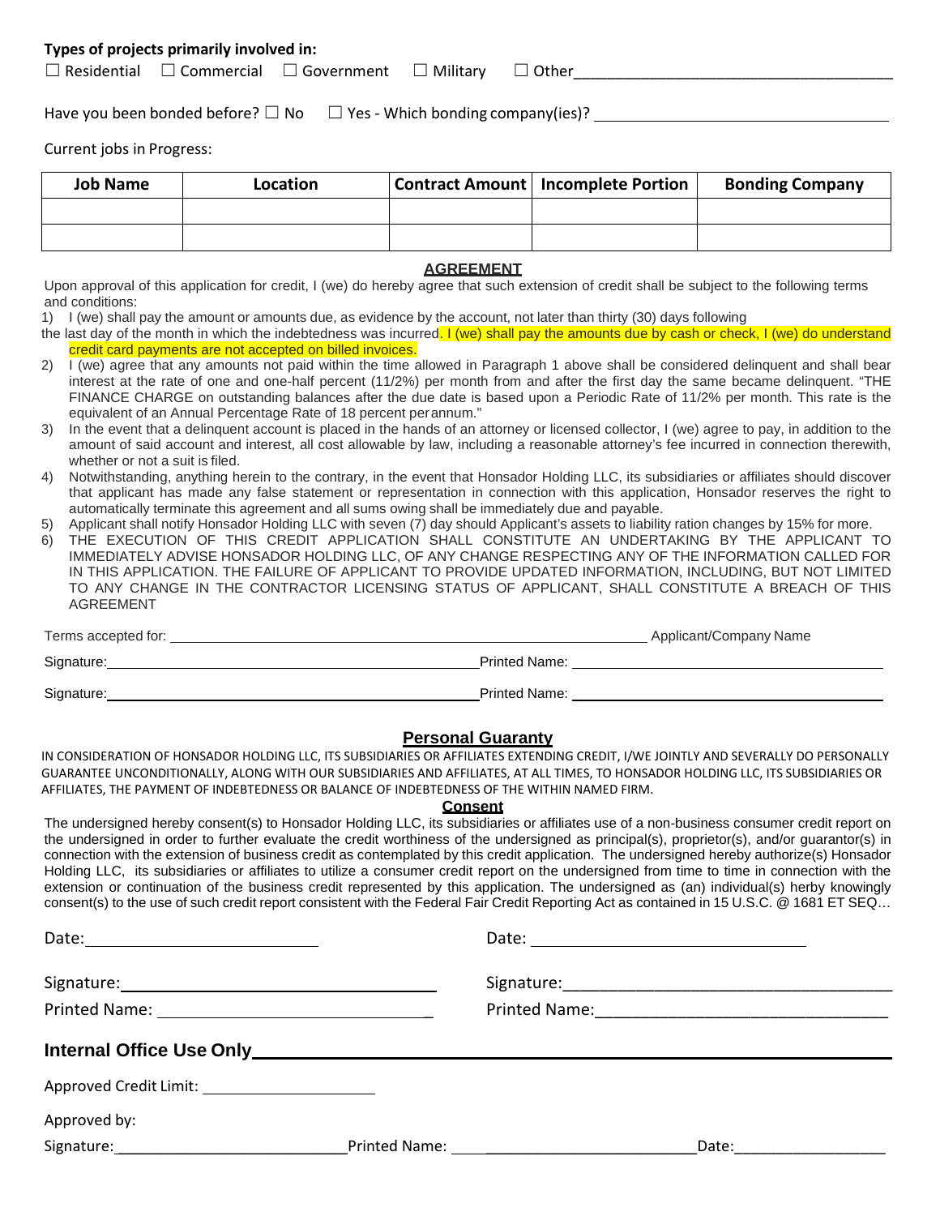**Types of projects primarily involved in:**

☐ Residential ☐ Commercial ☐ Government ☐ Military ☐ Other____________________________________

Have you been bonded before? ☐ No ☐ Yes - Which bonding company(ies)? ____________________________

Current jobs in Progress:

| Job Name | Location | Contract Amount | Incomplete Portion | Bonding Company |
|---|---|---|---|---|
| | | | | |
| | | | | |

## AGREEMENT

Upon approval of this application for credit, I (we) do hereby agree that such extension of credit shall be subject to the following terms and conditions:

1) I (we) shall pay the amount or amounts due, as evidence by the account, not later than thirty (30) days following the last day of the month in which the indebtedness was incurred. I (we) shall pay the amounts due by cash or check, I (we) do understand credit card payments are not accepted on billed invoices.
2) I (we) agree that any amounts not paid within the time allowed in Paragraph 1 above shall be considered delinquent and shall bear interest at the rate of one and one-half percent (11/2%) per month from and after the first day the same became delinquent. "THE FINANCE CHARGE on outstanding balances after the due date is based upon a Periodic Rate of 11/2% per month. This rate is the equivalent of an Annual Percentage Rate of 18 percent perannum."
3) In the event that a delinquent account is placed in the hands of an attorney or licensed collector, I (we) agree to pay, in addition to the amount of said account and interest, all cost allowable by law, including a reasonable attorney's fee incurred in connection therewith, whether or not a suit is filed.
4) Notwithstanding, anything herein to the contrary, in the event that Honsador Holding LLC, its subsidiaries or affiliates should discover that applicant has made any false statement or representation in connection with this application, Honsador reserves the right to automatically terminate this agreement and all sums owing shall be immediately due and payable.
5) Applicant shall notify Honsador Holding LLC with seven (7) day should Applicant's assets to liability ration changes by 15% for more.
6) THE EXECUTION OF THIS CREDIT APPLICATION SHALL CONSTITUTE AN UNDERTAKING BY THE APPLICANT TO IMMEDIATELY ADVISE HONSADOR HOLDING LLC, OF ANY CHANGE RESPECTING ANY OF THE INFORMATION CALLED FOR IN THIS APPLICATION. THE FAILURE OF APPLICANT TO PROVIDE UPDATED INFORMATION, INCLUDING, BUT NOT LIMITED TO ANY CHANGE IN THE CONTRACTOR LICENSING STATUS OF APPLICANT, SHALL CONSTITUTE A BREACH OF THIS AGREEMENT

Terms accepted for: ____________________________________________ Applicant/Company Name

Signature:____________________________________ Printed Name: ______________________________

Signature:____________________________________ Printed Name: ______________________________

## Personal Guaranty

IN CONSIDERATION OF HONSADOR HOLDING LLC, ITS SUBSIDIARIES OR AFFILIATES EXTENDING CREDIT, I/WE JOINTLY AND SEVERALLY DO PERSONALLY GUARANTEE UNCONDITIONALLY, ALONG WITH OUR SUBSIDIARIES AND AFFILIATES, AT ALL TIMES, TO HONSADOR HOLDING LLC, ITS SUBSIDIARIES OR AFFILIATES, THE PAYMENT OF INDEBTEDNESS OR BALANCE OF INDEBTEDNESS OF THE WITHIN NAMED FIRM.

### Consent

The undersigned hereby consent(s) to Honsador Holding LLC, its subsidiaries or affiliates use of a non-business consumer credit report on the undersigned in order to further evaluate the credit worthiness of the undersigned as principal(s), proprietor(s), and/or guarantor(s) in connection with the extension of business credit as contemplated by this credit application. The undersigned hereby authorize(s) Honsador Holding LLC, its subsidiaries or affiliates to utilize a consumer credit report on the undersigned from time to time in connection with the extension or continuation of the business credit represented by this application. The undersigned as (an) individual(s) herby knowingly consent(s) to the use of such credit report consistent with the Federal Fair Credit Reporting Act as contained in 15 U.S.C. @ 1681 ET SEQ…

Date:__________________________ Date: ______________________________

Signature:______________________________ Signature:______________________________

Printed Name: ___________________________ Printed Name:____________________________

## Internal Office Use Only

Approved Credit Limit: ____________________

Approved by:

Signature:__________________________ Printed Name: __________________________ Date:________________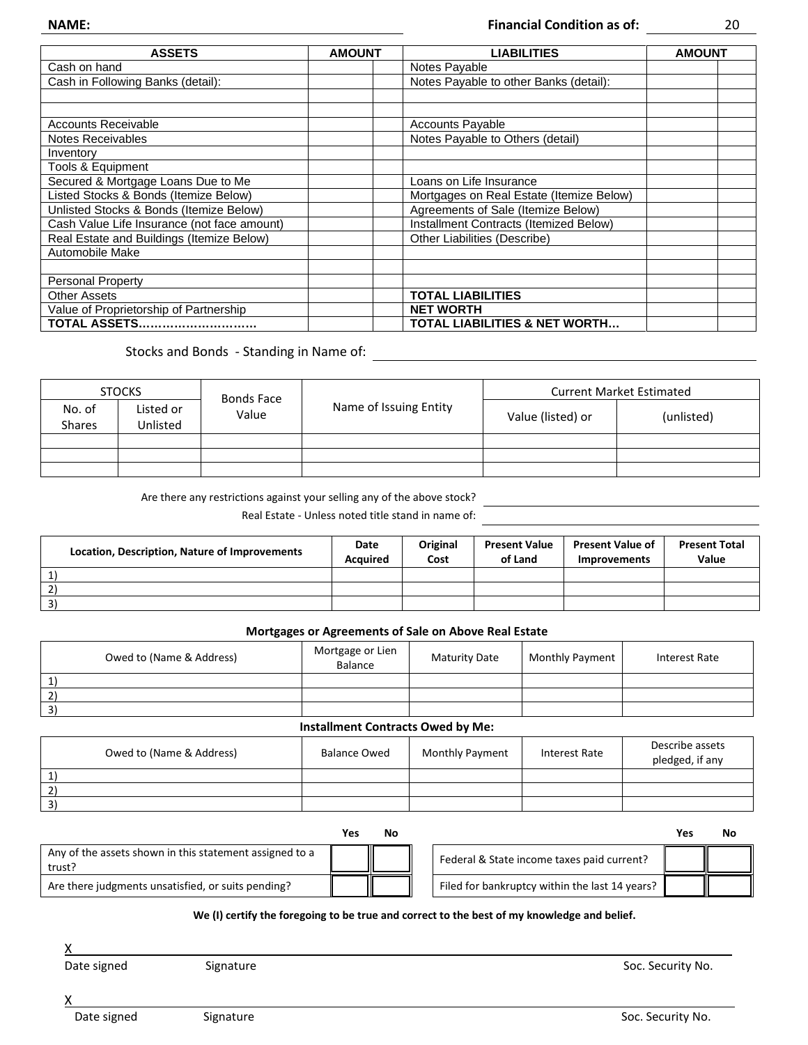**NAME:** ______________________________ **Financial Condition as of:** __________ 20

| ASSETS | AMOUNT | | LIABILITIES | AMOUNT | |
|---|---|---|---|---|---|
| Cash on hand | | | Notes Payable | | |
| Cash in Following Banks (detail): | | | Notes Payable to other Banks (detail): | | |
| | | | | | |
| | | | | | |
| Accounts Receivable | | | Accounts Payable | | |
| Notes Receivables | | | Notes Payable to Others (detail) | | |
| Inventory | | | | | |
| Tools & Equipment | | | | | |
| Secured & Mortgage Loans Due to Me | | | Loans on Life Insurance | | |
| Listed Stocks & Bonds (Itemize Below) | | | Mortgages on Real Estate (Itemize Below) | | |
| Unlisted Stocks & Bonds (Itemize Below) | | | Agreements of Sale (Itemize Below) | | |
| Cash Value Life Insurance (not face amount) | | | Installment Contracts (Itemized Below) | | |
| Real Estate and Buildings (Itemize Below) | | | Other Liabilities (Describe) | | |
| Automobile Make | | | | | |
| | | | | | |
| Personal Property | | | | | |
| Other Assets | | | **TOTAL LIABILITIES** | | |
| Value of Proprietorship of Partnership | | | **NET WORTH** | | |
| **TOTAL ASSETS…………………………** | | | **TOTAL LIABILITIES & NET WORTH…** | | |

Stocks and Bonds - Standing in Name of: ______________________________

| STOCKS | | Bonds Face Value | Name of Issuing Entity | Current Market Estimated | |
|---|---|---|---|---|---|
| No. of Shares | Listed or Unlisted | | | Value (listed) or | (unlisted) |
| | | | | | |
| | | | | | |
| | | | | | |

Are there any restrictions against your selling any of the above stock? ______________________________

Real Estate - Unless noted title stand in name of: ______________________________

| Location, Description, Nature of Improvements | Date Acquired | Original Cost | Present Value of Land | Present Value of Improvements | Present Total Value |
|---|---|---|---|---|---|
| 1) | | | | | |
| 2) | | | | | |
| 3) | | | | | |

**Mortgages or Agreements of Sale on Above Real Estate**

| Owed to (Name & Address) | Mortgage or Lien Balance | Maturity Date | Monthly Payment | Interest Rate |
|---|---|---|---|---|
| 1) | | | | |
| 2) | | | | |
| 3) | | | | |

**Installment Contracts Owed by Me:**

| Owed to (Name & Address) | Balance Owed | Monthly Payment | Interest Rate | Describe assets pledged, if any |
|---|---|---|---|---|
| 1) | | | | |
| 2) | | | | |
| 3) | | | | |

| | Yes | No |
|---|---|---|
| Any of the assets shown in this statement assigned to a trust? | | |
| Are there judgments unsatisfied, or suits pending? | | |

| | Yes | No |
|---|---|---|
| Federal & State income taxes paid current? | | |
| Filed for bankruptcy within the last 14 years? | | |

**We (I) certify the foregoing to be true and correct to the best of my knowledge and belief.**

X______________________________________________________________

Date signed Signature Soc. Security No.

X______________________________________________________________

Date signed Signature Soc. Security No.